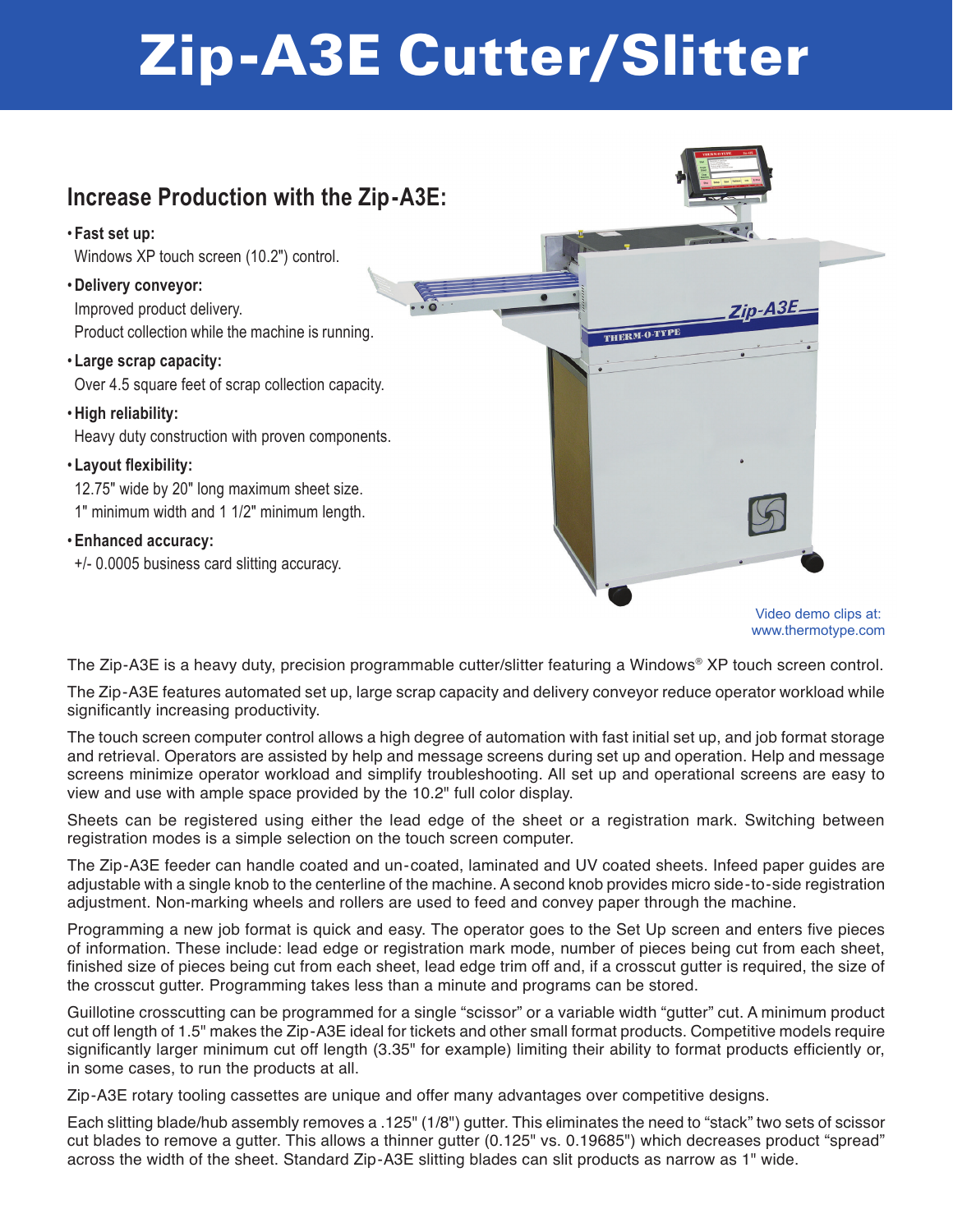# Zip-A3E Cutter/Slitter

## Increase Production with the Zip-A3E:

- **Fast set up:**
  Windows XP touch screen (10.2") control.
- **Delivery conveyor:**
  Improved product delivery.
  Product collection while the machine is running.
- **Large scrap capacity:**
  Over 4.5 square feet of scrap collection capacity.
- **High reliability:**
  Heavy duty construction with proven components.
- **Layout flexibility:**
  12.75" wide by 20" long maximum sheet size.
  1" minimum width and 1 1/2" minimum length.
- **Enhanced accuracy:**
  +/- 0.0005 business card slitting accuracy.

Video demo clips at:
www.thermotype.com

The Zip-A3E is a heavy duty, precision programmable cutter/slitter featuring a Windows® XP touch screen control.

The Zip-A3E features automated set up, large scrap capacity and delivery conveyor reduce operator workload while significantly increasing productivity.

The touch screen computer control allows a high degree of automation with fast initial set up, and job format storage and retrieval. Operators are assisted by help and message screens during set up and operation. Help and message screens minimize operator workload and simplify troubleshooting. All set up and operational screens are easy to view and use with ample space provided by the 10.2" full color display.

Sheets can be registered using either the lead edge of the sheet or a registration mark. Switching between registration modes is a simple selection on the touch screen computer.

The Zip-A3E feeder can handle coated and un-coated, laminated and UV coated sheets. Infeed paper guides are adjustable with a single knob to the centerline of the machine. A second knob provides micro side-to-side registration adjustment. Non-marking wheels and rollers are used to feed and convey paper through the machine.

Programming a new job format is quick and easy. The operator goes to the Set Up screen and enters five pieces of information. These include: lead edge or registration mark mode, number of pieces being cut from each sheet, finished size of pieces being cut from each sheet, lead edge trim off and, if a crosscut gutter is required, the size of the crosscut gutter. Programming takes less than a minute and programs can be stored.

Guillotine crosscutting can be programmed for a single "scissor" or a variable width "gutter" cut. A minimum product cut off length of 1.5" makes the Zip-A3E ideal for tickets and other small format products. Competitive models require significantly larger minimum cut off length (3.35" for example) limiting their ability to format products efficiently or, in some cases, to run the products at all.

Zip-A3E rotary tooling cassettes are unique and offer many advantages over competitive designs.

Each slitting blade/hub assembly removes a .125" (1/8") gutter. This eliminates the need to "stack" two sets of scissor cut blades to remove a gutter. This allows a thinner gutter (0.125" vs. 0.19685") which decreases product "spread" across the width of the sheet. Standard Zip-A3E slitting blades can slit products as narrow as 1" wide.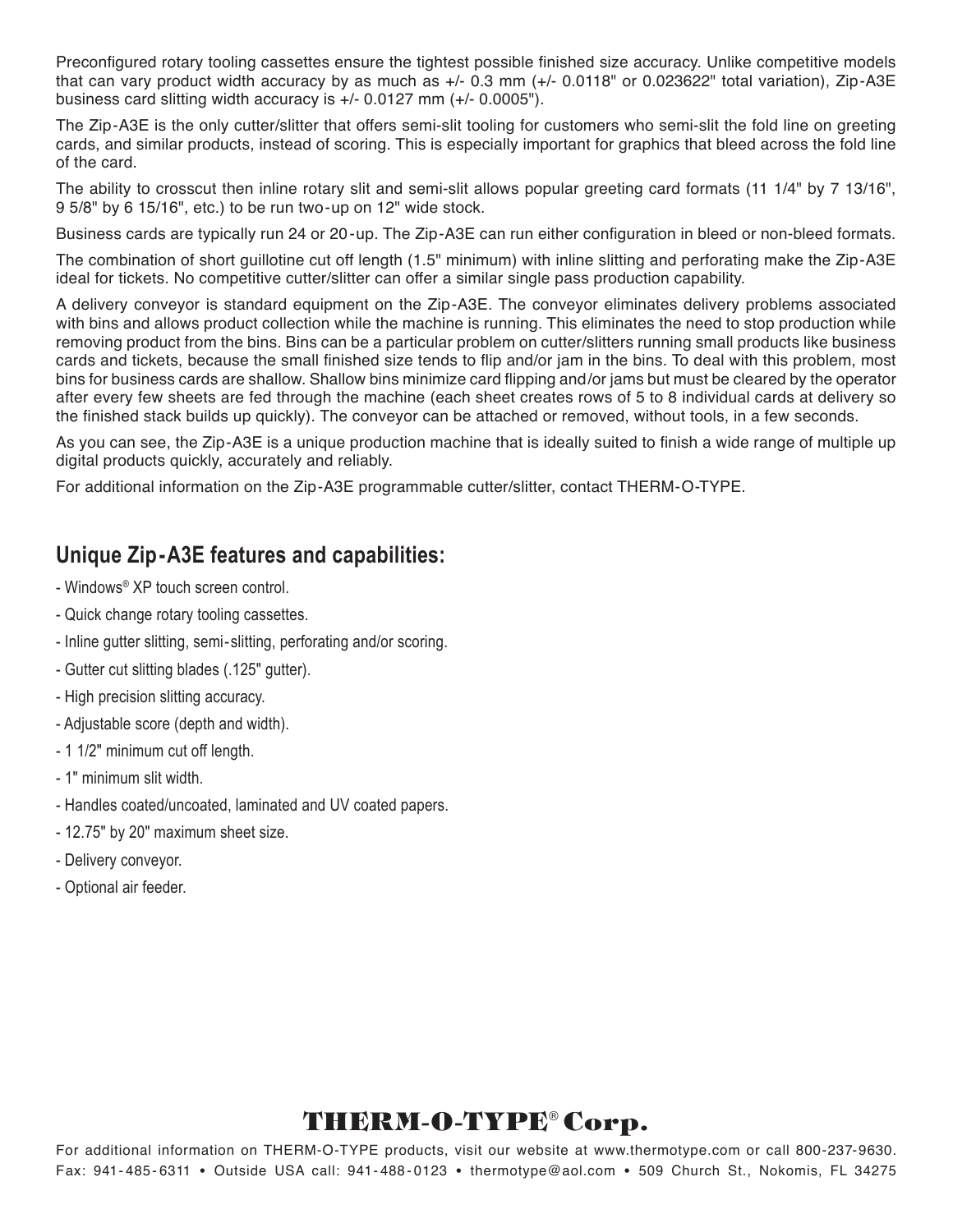Preconfigured rotary tooling cassettes ensure the tightest possible finished size accuracy. Unlike competitive models that can vary product width accuracy by as much as +/- 0.3 mm (+/- 0.0118" or 0.023622" total variation), Zip-A3E business card slitting width accuracy is +/- 0.0127 mm (+/- 0.0005").

The Zip-A3E is the only cutter/slitter that offers semi-slit tooling for customers who semi-slit the fold line on greeting cards, and similar products, instead of scoring. This is especially important for graphics that bleed across the fold line of the card.

The ability to crosscut then inline rotary slit and semi-slit allows popular greeting card formats (11 1/4" by 7 13/16", 9 5/8" by 6 15/16", etc.) to be run two-up on 12" wide stock.

Business cards are typically run 24 or 20-up. The Zip-A3E can run either configuration in bleed or non-bleed formats.

The combination of short guillotine cut off length (1.5" minimum) with inline slitting and perforating make the Zip-A3E ideal for tickets. No competitive cutter/slitter can offer a similar single pass production capability.

A delivery conveyor is standard equipment on the Zip-A3E. The conveyor eliminates delivery problems associated with bins and allows product collection while the machine is running. This eliminates the need to stop production while removing product from the bins. Bins can be a particular problem on cutter/slitters running small products like business cards and tickets, because the small finished size tends to flip and/or jam in the bins. To deal with this problem, most bins for business cards are shallow. Shallow bins minimize card flipping and/or jams but must be cleared by the operator after every few sheets are fed through the machine (each sheet creates rows of 5 to 8 individual cards at delivery so the finished stack builds up quickly). The conveyor can be attached or removed, without tools, in a few seconds.

As you can see, the Zip-A3E is a unique production machine that is ideally suited to finish a wide range of multiple up digital products quickly, accurately and reliably.

For additional information on the Zip-A3E programmable cutter/slitter, contact THERM-O-TYPE.

## Unique Zip-A3E features and capabilities:

- Windows® XP touch screen control.
- Quick change rotary tooling cassettes.
- Inline gutter slitting, semi-slitting, perforating and/or scoring.
- Gutter cut slitting blades (.125" gutter).
- High precision slitting accuracy.
- Adjustable score (depth and width).
- 1 1/2" minimum cut off length.
- 1" minimum slit width.
- Handles coated/uncoated, laminated and UV coated papers.
- 12.75" by 20" maximum sheet size.
- Delivery conveyor.
- Optional air feeder.

**THERM-O-TYPE® Corp.**

For additional information on THERM-O-TYPE products, visit our website at www.thermotype.com or call 800-237-9630.
Fax: 941-485-6311 • Outside USA call: 941-488-0123 • thermotype@aol.com • 509 Church St., Nokomis, FL 34275